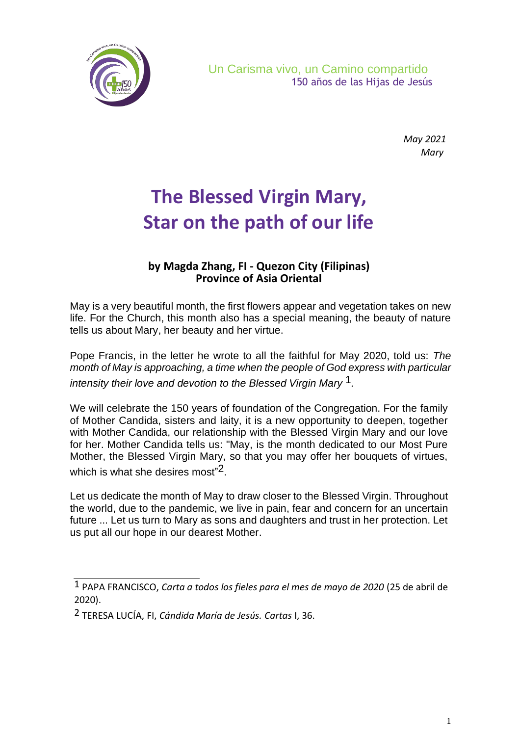Un Carisma vivo, un Camino compartido
150 años de las Hijas de Jesús

*May 2021*
*Mary*

# The Blessed Virgin Mary, Star on the path of our life

**by Magda Zhang, FI - Quezon City (Filipinas)**
**Province of Asia Oriental**

May is a very beautiful month, the first flowers appear and vegetation takes on new life. For the Church, this month also has a special meaning, the beauty of nature tells us about Mary, her beauty and her virtue.

Pope Francis, in the letter he wrote to all the faithful for May 2020, told us: *The month of May is approaching, a time when the people of God express with particular intensity their love and devotion to the Blessed Virgin Mary* [1].

We will celebrate the 150 years of foundation of the Congregation. For the family of Mother Candida, sisters and laity, it is a new opportunity to deepen, together with Mother Candida, our relationship with the Blessed Virgin Mary and our love for her. Mother Candida tells us: "May, is the month dedicated to our Most Pure Mother, the Blessed Virgin Mary, so that you may offer her bouquets of virtues, which is what she desires most"[2].

Let us dedicate the month of May to draw closer to the Blessed Virgin. Throughout the world, due to the pandemic, we live in pain, fear and concern for an uncertain future ... Let us turn to Mary as sons and daughters and trust in her protection. Let us put all our hope in our dearest Mother.

---

[1] PAPA FRANCISCO, *Carta a todos los fieles para el mes de mayo de 2020* (25 de abril de 2020).

[2] TERESA LUCÍA, FI, *Cándida María de Jesús. Cartas* I, 36.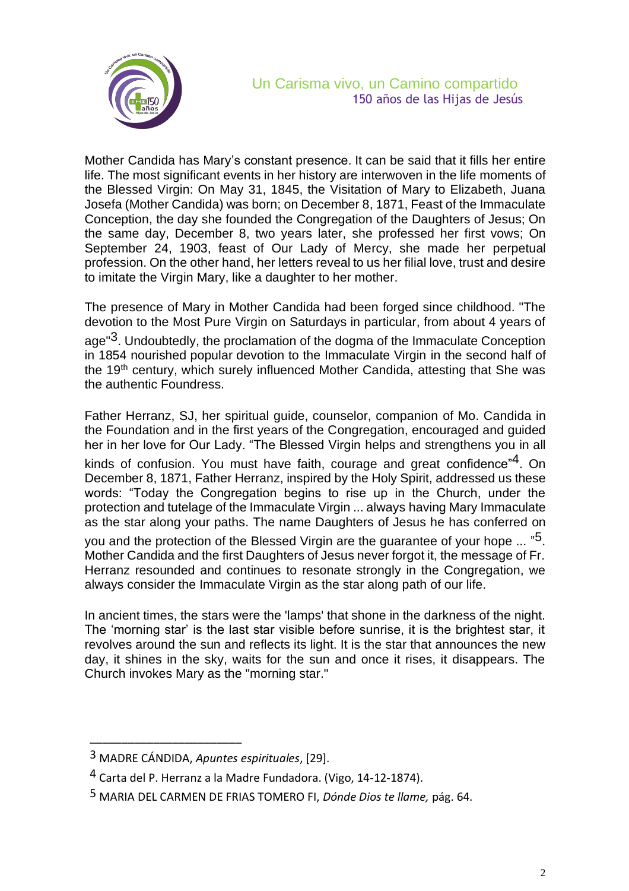Mother Candida has Mary's constant presence. It can be said that it fills her entire life. The most significant events in her history are interwoven in the life moments of the Blessed Virgin: On May 31, 1845, the Visitation of Mary to Elizabeth, Juana Josefa (Mother Candida) was born; on December 8, 1871, Feast of the Immaculate Conception, the day she founded the Congregation of the Daughters of Jesus; On the same day, December 8, two years later, she professed her first vows; On September 24, 1903, feast of Our Lady of Mercy, she made her perpetual profession. On the other hand, her letters reveal to us her filial love, trust and desire to imitate the Virgin Mary, like a daughter to her mother.

The presence of Mary in Mother Candida had been forged since childhood. "The devotion to the Most Pure Virgin on Saturdays in particular, from about 4 years of age"[3]. Undoubtedly, the proclamation of the dogma of the Immaculate Conception in 1854 nourished popular devotion to the Immaculate Virgin in the second half of the 19th century, which surely influenced Mother Candida, attesting that She was the authentic Foundress.

Father Herranz, SJ, her spiritual guide, counselor, companion of Mo. Candida in the Foundation and in the first years of the Congregation, encouraged and guided her in her love for Our Lady. "The Blessed Virgin helps and strengthens you in all kinds of confusion. You must have faith, courage and great confidence"[4]. On December 8, 1871, Father Herranz, inspired by the Holy Spirit, addressed us these words: "Today the Congregation begins to rise up in the Church, under the protection and tutelage of the Immaculate Virgin ... always having Mary Immaculate as the star along your paths. The name Daughters of Jesus he has conferred on you and the protection of the Blessed Virgin are the guarantee of your hope ... "[5]. Mother Candida and the first Daughters of Jesus never forgot it, the message of Fr. Herranz resounded and continues to resonate strongly in the Congregation, we always consider the Immaculate Virgin as the star along path of our life.

In ancient times, the stars were the 'lamps' that shone in the darkness of the night. The 'morning star' is the last star visible before sunrise, it is the brightest star, it revolves around the sun and reflects its light. It is the star that announces the new day, it shines in the sky, waits for the sun and once it rises, it disappears. The Church invokes Mary as the "morning star."

---

[3] MADRE CÁNDIDA, *Apuntes espirituales*, [29].

[4] Carta del P. Herranz a la Madre Fundadora. (Vigo, 14-12-1874).

[5] MARIA DEL CARMEN DE FRIAS TOMERO FI, *Dónde Dios te llame,* pág. 64.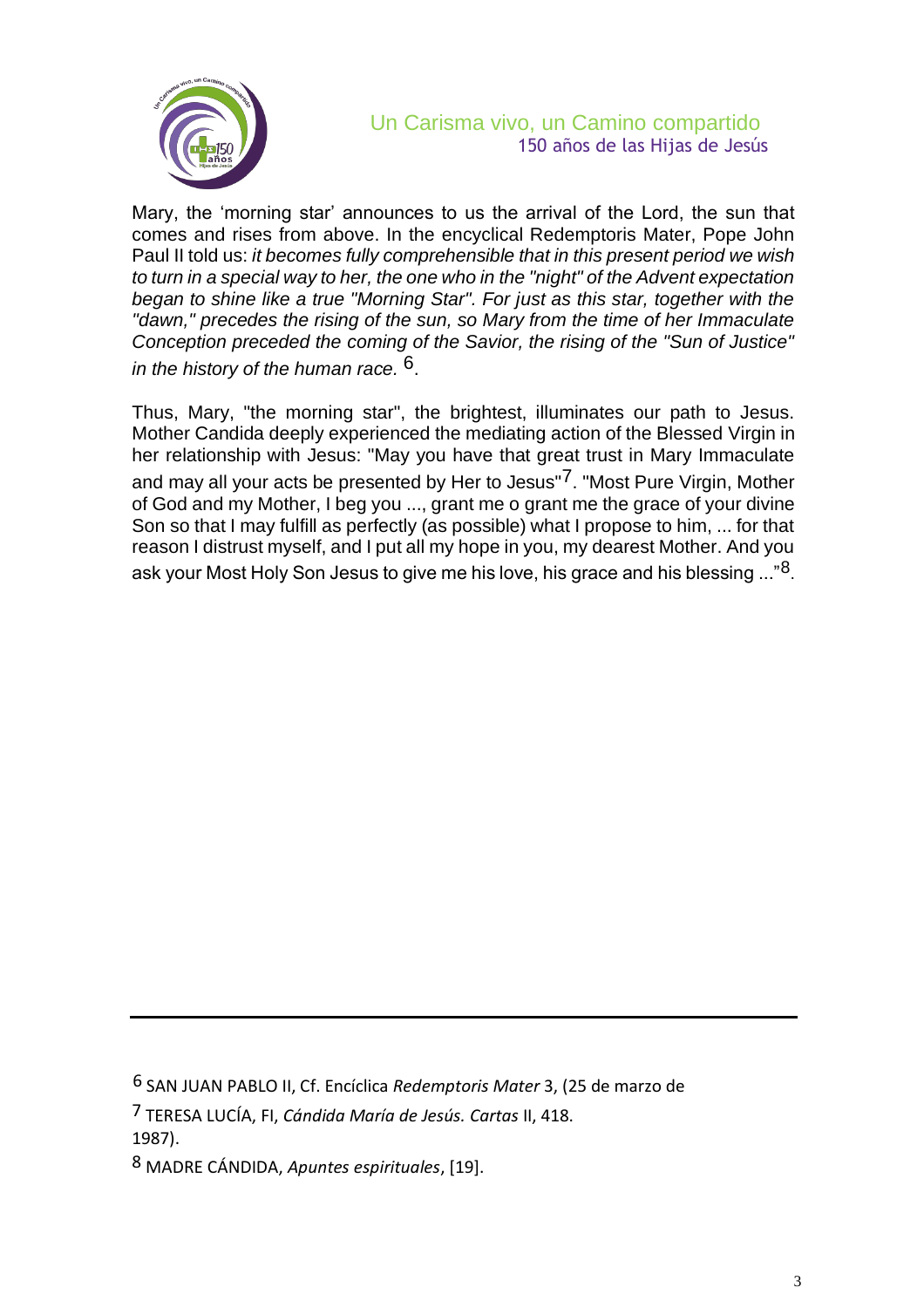Mary, the 'morning star' announces to us the arrival of the Lord, the sun that comes and rises from above. In the encyclical Redemptoris Mater, Pope John Paul II told us: *it becomes fully comprehensible that in this present period we wish to turn in a special way to her, the one who in the "night" of the Advent expectation began to shine like a true "Morning Star". For just as this star, together with the "dawn," precedes the rising of the sun, so Mary from the time of her Immaculate Conception preceded the coming of the Savior, the rising of the "Sun of Justice" in the history of the human race.* [6].

Thus, Mary, "the morning star", the brightest, illuminates our path to Jesus. Mother Candida deeply experienced the mediating action of the Blessed Virgin in her relationship with Jesus: "May you have that great trust in Mary Immaculate and may all your acts be presented by Her to Jesus"[7]. "Most Pure Virgin, Mother of God and my Mother, I beg you ..., grant me o grant me the grace of your divine Son so that I may fulfill as perfectly (as possible) what I propose to him, ... for that reason I distrust myself, and I put all my hope in you, my dearest Mother. And you ask your Most Holy Son Jesus to give me his love, his grace and his blessing ..."[8].

---

[6] SAN JUAN PABLO II, Cf. Encíclica *Redemptoris Mater* 3, (25 de marzo de 1987).

[7] TERESA LUCÍA, FI, *Cándida María de Jesús. Cartas* II, 418.

[8] MADRE CÁNDIDA, *Apuntes espirituales*, [19].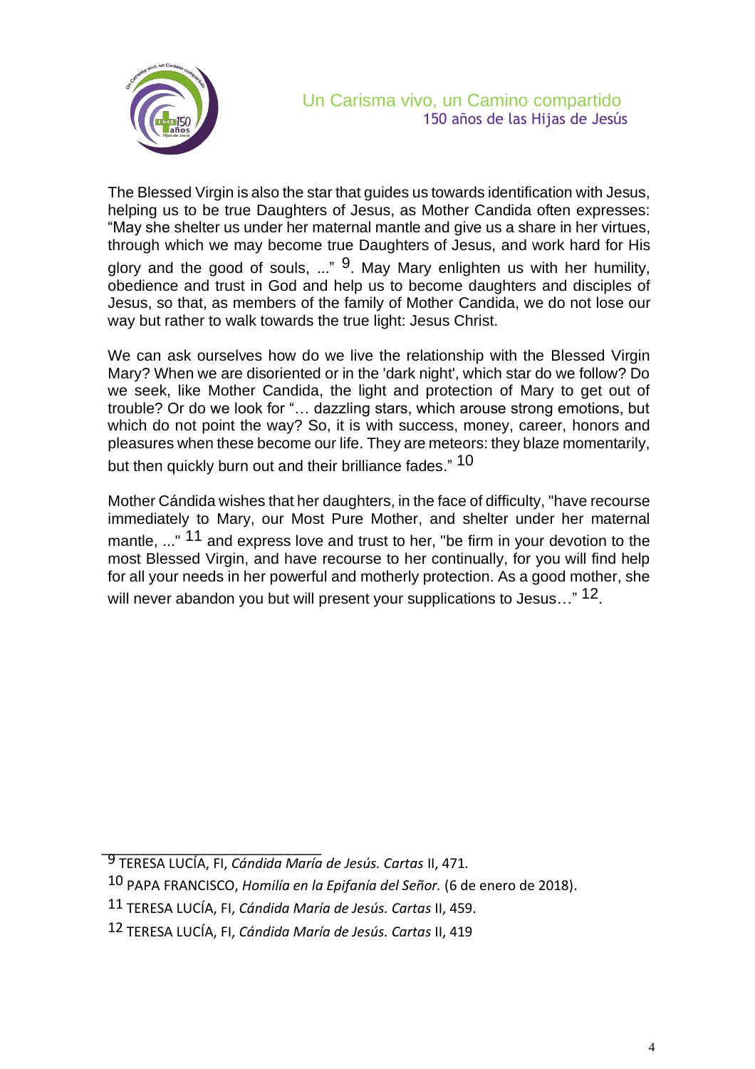The Blessed Virgin is also the star that guides us towards identification with Jesus, helping us to be true Daughters of Jesus, as Mother Candida often expresses: “May she shelter us under her maternal mantle and give us a share in her virtues, through which we may become true Daughters of Jesus, and work hard for His glory and the good of souls, ...” [9]. May Mary enlighten us with her humility, obedience and trust in God and help us to become daughters and disciples of Jesus, so that, as members of the family of Mother Candida, we do not lose our way but rather to walk towards the true light: Jesus Christ.

We can ask ourselves how do we live the relationship with the Blessed Virgin Mary? When we are disoriented or in the 'dark night', which star do we follow? Do we seek, like Mother Candida, the light and protection of Mary to get out of trouble? Or do we look for “… dazzling stars, which arouse strong emotions, but which do not point the way? So, it is with success, money, career, honors and pleasures when these become our life. They are meteors: they blaze momentarily, but then quickly burn out and their brilliance fades.” [10]

Mother Cándida wishes that her daughters, in the face of difficulty, "have recourse immediately to Mary, our Most Pure Mother, and shelter under her maternal mantle, ..." [11] and express love and trust to her, "be firm in your devotion to the most Blessed Virgin, and have recourse to her continually, for you will find help for all your needs in her powerful and motherly protection. As a good mother, she will never abandon you but will present your supplications to Jesus…" [12].

---

[9] TERESA LUCÍA, FI, *Cándida María de Jesús. Cartas* II, 471.

[10] PAPA FRANCISCO, *Homilía en la Epifanía del Señor.* (6 de enero de 2018).

[11] TERESA LUCÍA, FI, *Cándida María de Jesús. Cartas* II, 459.

[12] TERESA LUCÍA, FI, *Cándida María de Jesús. Cartas* II, 419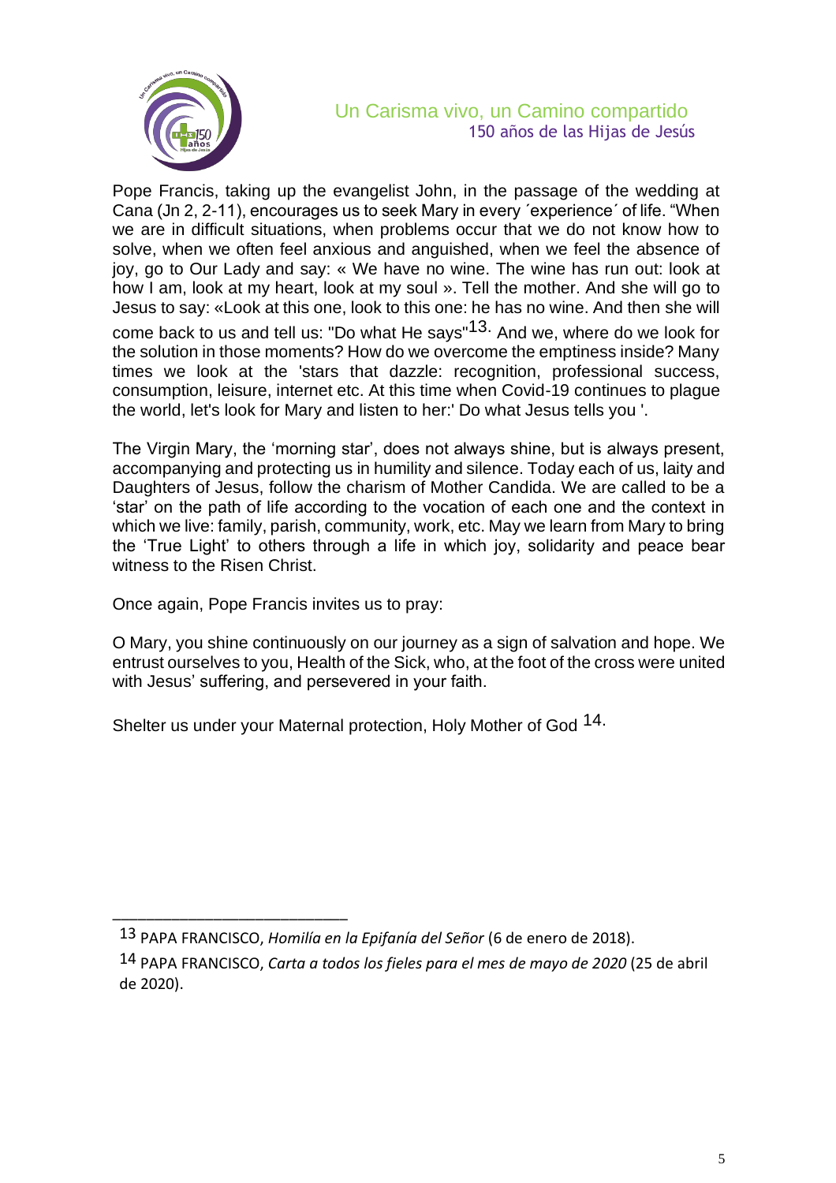Pope Francis, taking up the evangelist John, in the passage of the wedding at Cana (Jn 2, 2-11), encourages us to seek Mary in every ´experience´ of life. "When we are in difficult situations, when problems occur that we do not know how to solve, when we often feel anxious and anguished, when we feel the absence of joy, go to Our Lady and say: « We have no wine. The wine has run out: look at how I am, look at my heart, look at my soul ». Tell the mother. And she will go to Jesus to say: «Look at this one, look to this one: he has no wine. And then she will come back to us and tell us: "Do what He says"[13]. And we, where do we look for the solution in those moments? How do we overcome the emptiness inside? Many times we look at the 'stars that dazzle: recognition, professional success, consumption, leisure, internet etc. At this time when Covid-19 continues to plague the world, let's look for Mary and listen to her:' Do what Jesus tells you '.

The Virgin Mary, the 'morning star', does not always shine, but is always present, accompanying and protecting us in humility and silence. Today each of us, laity and Daughters of Jesus, follow the charism of Mother Candida. We are called to be a 'star' on the path of life according to the vocation of each one and the context in which we live: family, parish, community, work, etc. May we learn from Mary to bring the 'True Light' to others through a life in which joy, solidarity and peace bear witness to the Risen Christ.

Once again, Pope Francis invites us to pray:

O Mary, you shine continuously on our journey as a sign of salvation and hope. We entrust ourselves to you, Health of the Sick, who, at the foot of the cross were united with Jesus' suffering, and persevered in your faith.

Shelter us under your Maternal protection, Holy Mother of God [14].

---

[13] PAPA FRANCISCO, *Homilía en la Epifanía del Señor* (6 de enero de 2018).

[14] PAPA FRANCISCO, *Carta a todos los fieles para el mes de mayo de 2020* (25 de abril de 2020).